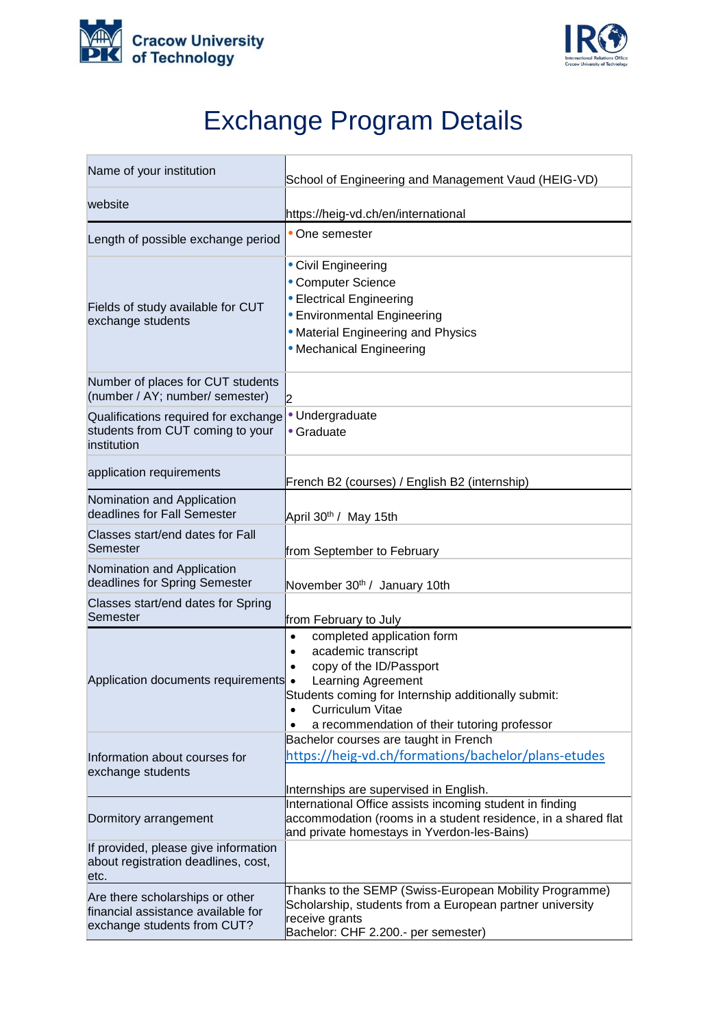Cracow University of Technology

# Exchange Program Details

| Name of your institution | School of Engineering and Management Vaud (HEIG-VD) |
|---|---|
| website | https://heig-vd.ch/en/international |
| Length of possible exchange period | • One semester |
| Fields of study available for CUT exchange students | • Civil Engineering<br>• Computer Science<br>• Electrical Engineering<br>• Environmental Engineering<br>• Material Engineering and Physics<br>• Mechanical Engineering |
| Number of places for CUT students (number / AY; number/ semester) | 2 |
| Qualifications required for exchange students from CUT coming to your institution | • Undergraduate<br>• Graduate |
| application requirements | French B2 (courses) / English B2 (internship) |
| Nomination and Application deadlines for Fall Semester | April 30th / May 15th |
| Classes start/end dates for Fall Semester | from September to February |
| Nomination and Application deadlines for Spring Semester | November 30th / January 10th |
| Classes start/end dates for Spring Semester | from February to July |
| Application documents requirements | • completed application form<br>• academic transcript<br>• copy of the ID/Passport<br>• Learning Agreement<br>Students coming for Internship additionally submit:<br>• Curriculum Vitae<br>• a recommendation of their tutoring professor |
| Information about courses for exchange students | Bachelor courses are taught in French<br>https://heig-vd.ch/formations/bachelor/plans-etudes<br><br>Internships are supervised in English. |
| Dormitory arrangement | International Office assists incoming student in finding accommodation (rooms in a student residence, in a shared flat and private homestays in Yverdon-les-Bains) |
| If provided, please give information about registration deadlines, cost, etc. | |
| Are there scholarships or other financial assistance available for exchange students from CUT? | Thanks to the SEMP (Swiss-European Mobility Programme) Scholarship, students from a European partner university receive grants<br>Bachelor: CHF 2.200.- per semester) |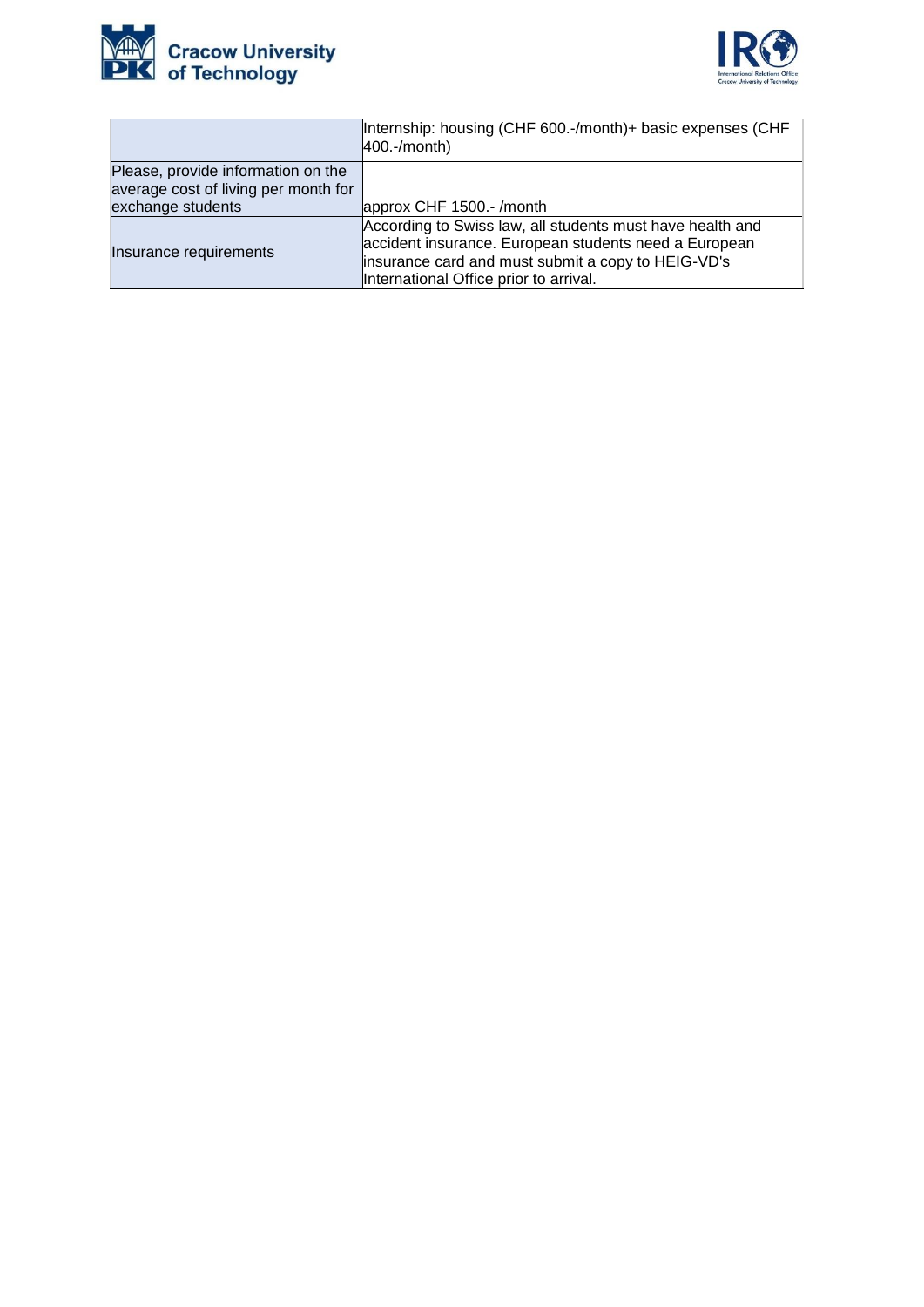| | |
|---|---|
| | Internship: housing (CHF 600.-/month)+ basic expenses (CHF 400.-/month) |
| Please, provide information on the average cost of living per month for exchange students | approx CHF 1500.- /month |
| Insurance requirements | According to Swiss law, all students must have health and accident insurance. European students need a European insurance card and must submit a copy to HEIG-VD's International Office prior to arrival. |